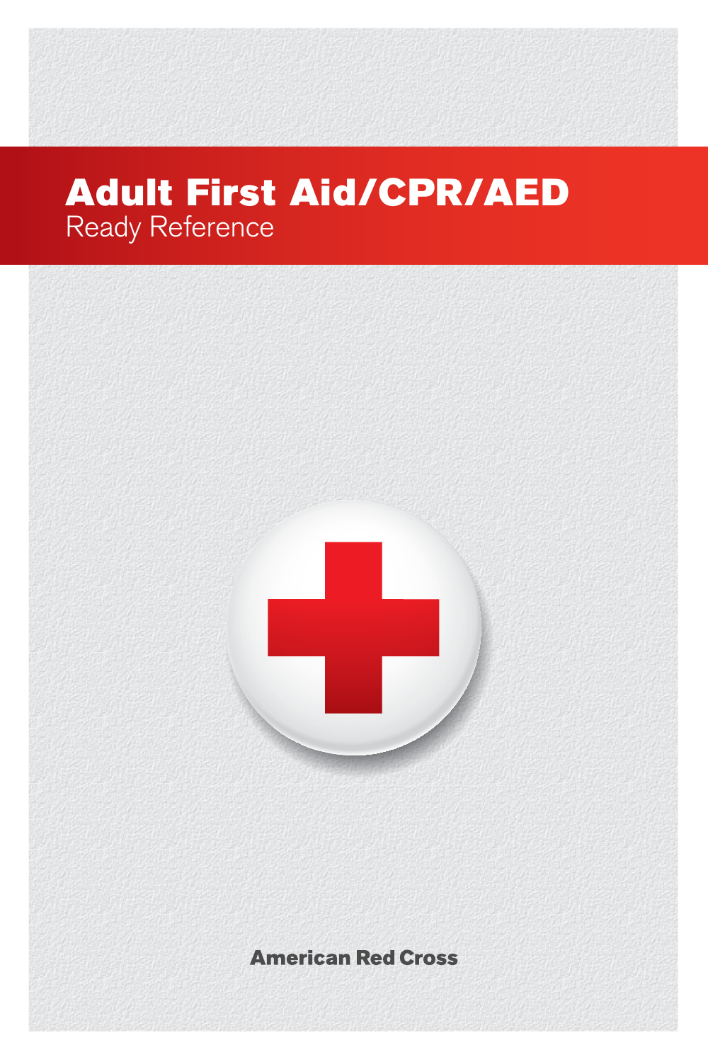# Adult First Aid/CPR/AED

Ready Reference

American Red Cross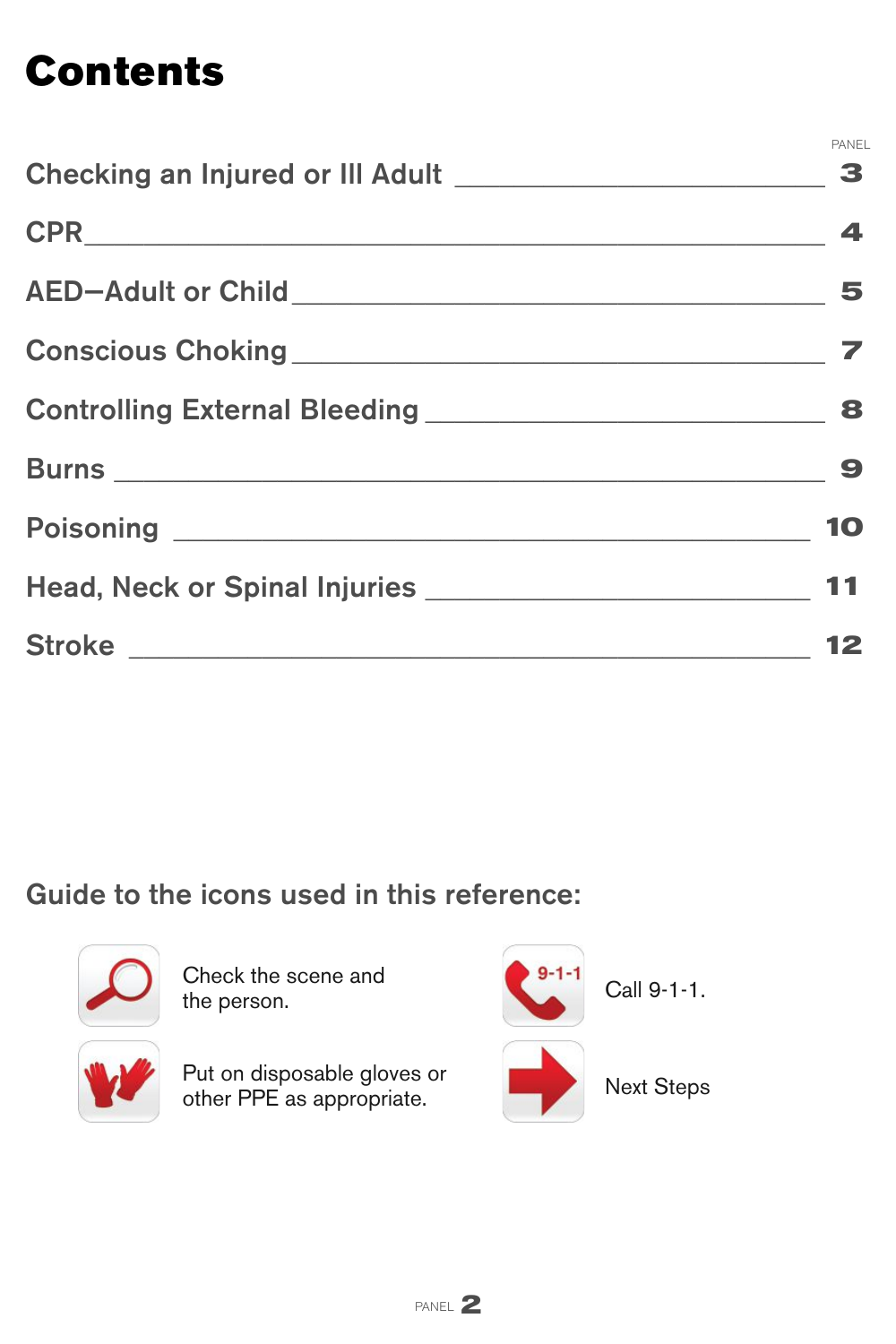# Contents

| | PANEL |
|---|---|
| Checking an Injured or Ill Adult | 3 |
| CPR | 4 |
| AED—Adult or Child | 5 |
| Conscious Choking | 7 |
| Controlling External Bleeding | 8 |
| Burns | 9 |
| Poisoning | 10 |
| Head, Neck or Spinal Injuries | 11 |
| Stroke | 12 |

## Guide to the icons used in this reference:

Check the scene and the person.

Call 9-1-1.

Put on disposable gloves or other PPE as appropriate.

Next Steps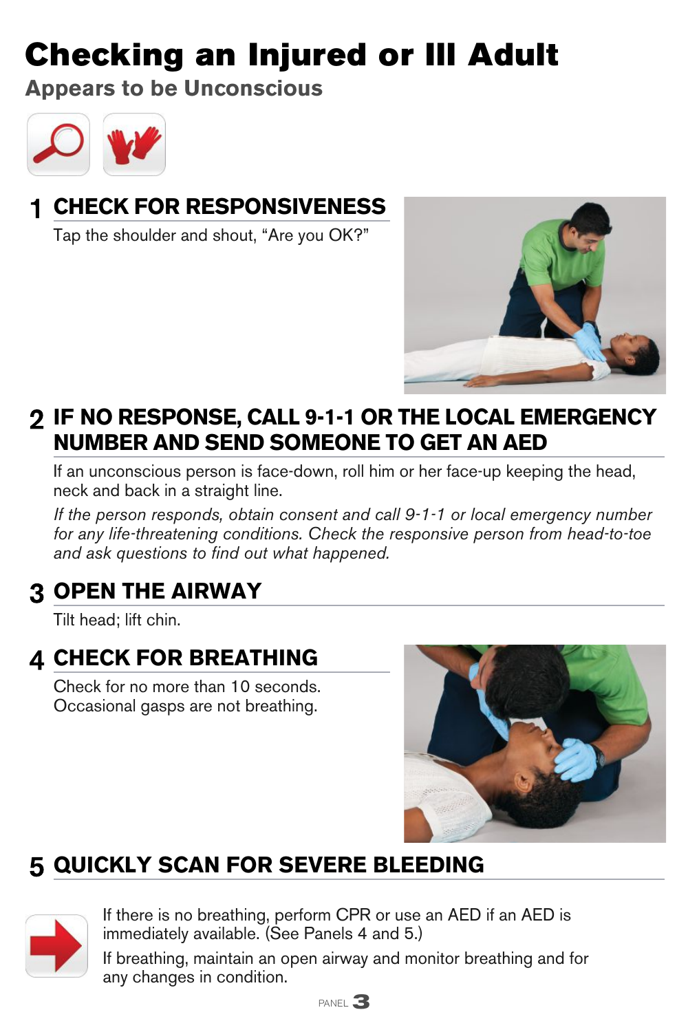# Checking an Injured or Ill Adult

## Appears to be Unconscious

### 1 CHECK FOR RESPONSIVENESS

Tap the shoulder and shout, "Are you OK?"

### 2 IF NO RESPONSE, CALL 9-1-1 OR THE LOCAL EMERGENCY NUMBER AND SEND SOMEONE TO GET AN AED

If an unconscious person is face-down, roll him or her face-up keeping the head, neck and back in a straight line.

*If the person responds, obtain consent and call 9-1-1 or local emergency number for any life-threatening conditions. Check the responsive person from head-to-toe and ask questions to find out what happened.*

### 3 OPEN THE AIRWAY

Tilt head; lift chin.

### 4 CHECK FOR BREATHING

Check for no more than 10 seconds.
Occasional gasps are not breathing.

### 5 QUICKLY SCAN FOR SEVERE BLEEDING

If there is no breathing, perform CPR or use an AED if an AED is immediately available. (See Panels 4 and 5.)

If breathing, maintain an open airway and monitor breathing and for any changes in condition.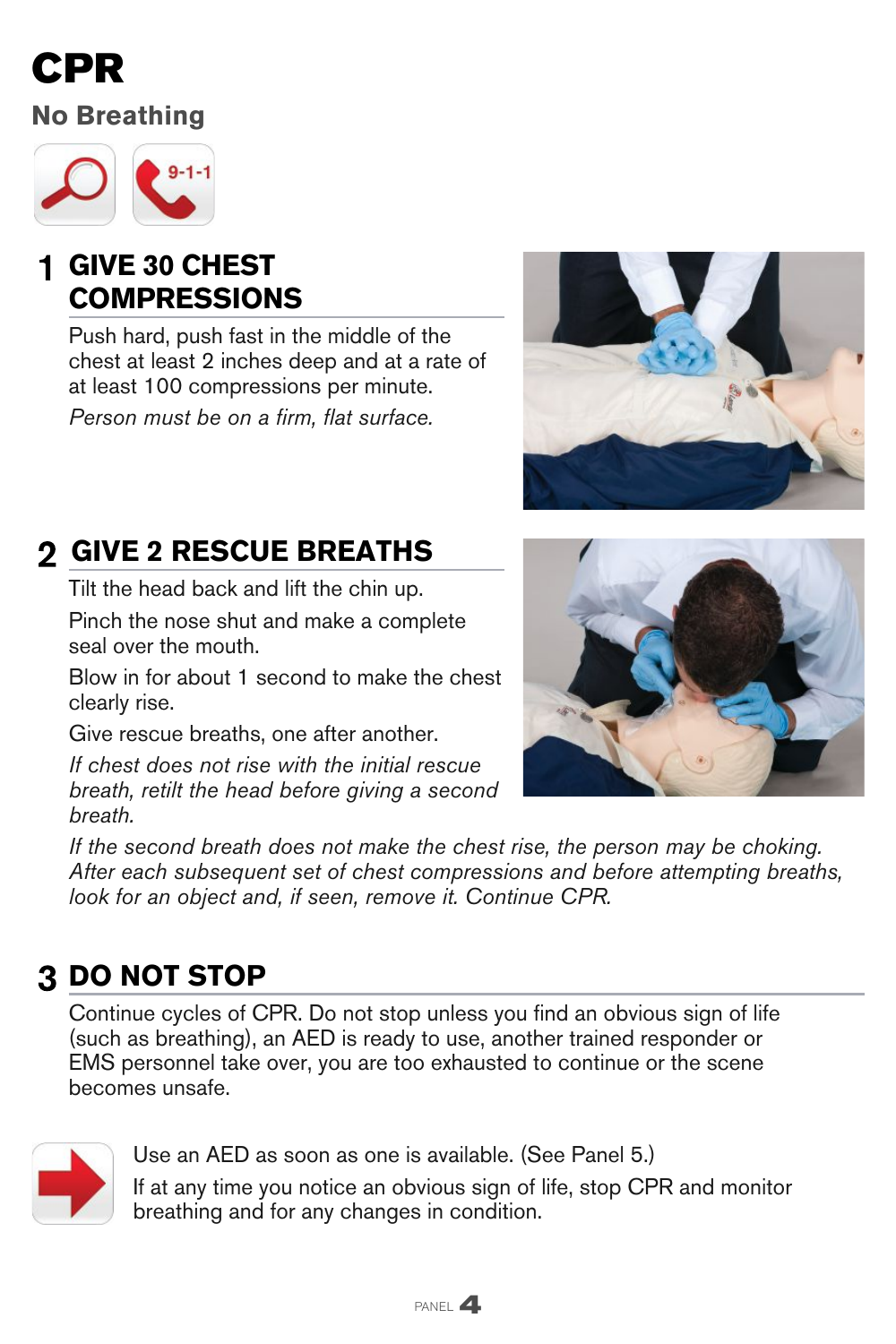# CPR

## No Breathing

### 1 GIVE 30 CHEST COMPRESSIONS

Push hard, push fast in the middle of the chest at least 2 inches deep and at a rate of at least 100 compressions per minute.

*Person must be on a firm, flat surface.*

### 2 GIVE 2 RESCUE BREATHS

Tilt the head back and lift the chin up.

Pinch the nose shut and make a complete seal over the mouth.

Blow in for about 1 second to make the chest clearly rise.

Give rescue breaths, one after another.

*If chest does not rise with the initial rescue breath, retilt the head before giving a second breath.*

*If the second breath does not make the chest rise, the person may be choking. After each subsequent set of chest compressions and before attempting breaths, look for an object and, if seen, remove it. Continue CPR.*

### 3 DO NOT STOP

Continue cycles of CPR. Do not stop unless you find an obvious sign of life (such as breathing), an AED is ready to use, another trained responder or EMS personnel take over, you are too exhausted to continue or the scene becomes unsafe.

Use an AED as soon as one is available. (See Panel 5.)

If at any time you notice an obvious sign of life, stop CPR and monitor breathing and for any changes in condition.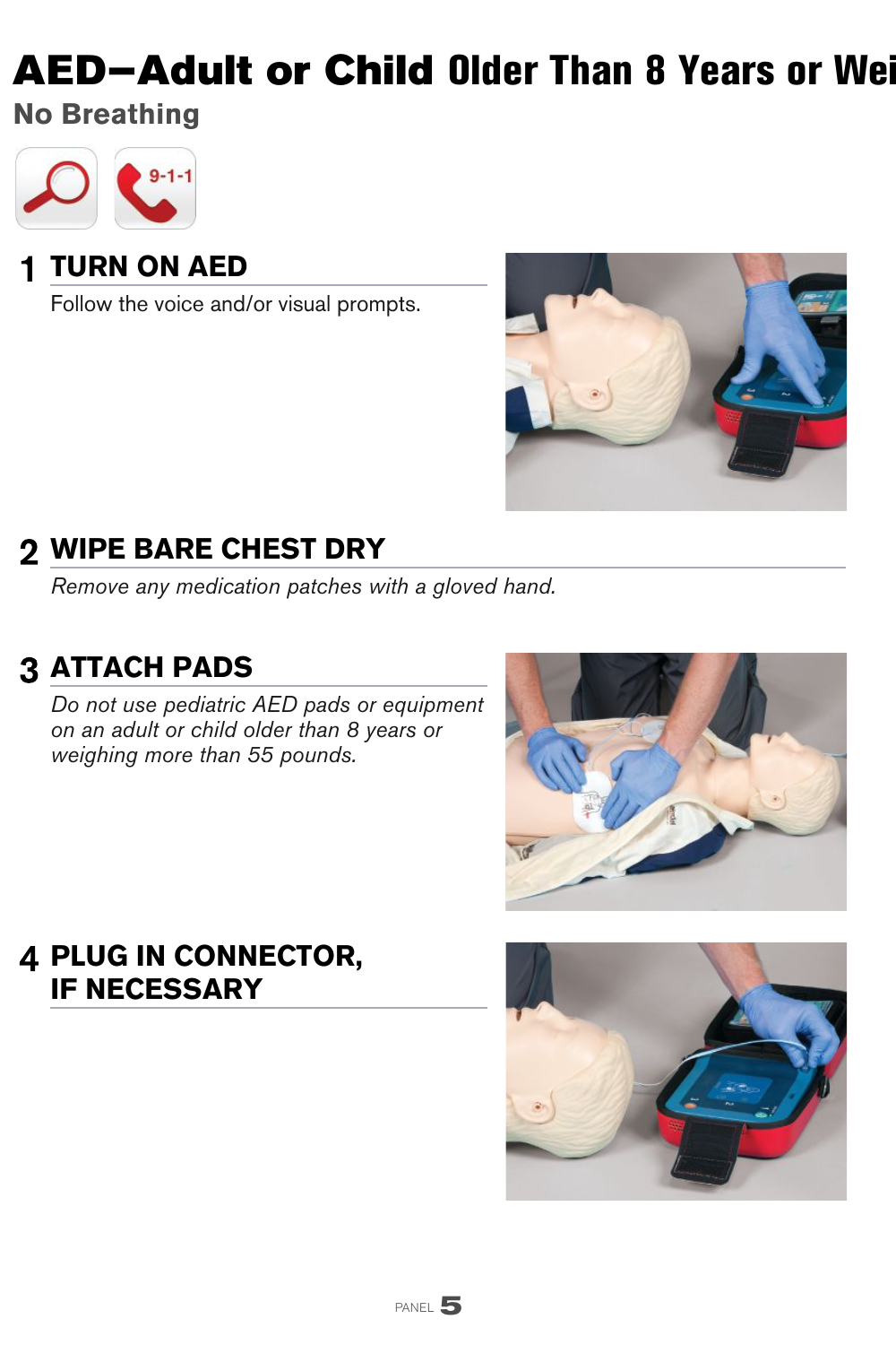# AED—Adult or Child Older Than 8 Years or Wei

## No Breathing

9-1-1

## 1 TURN ON AED

Follow the voice and/or visual prompts.

## 2 WIPE BARE CHEST DRY

*Remove any medication patches with a gloved hand.*

## 3 ATTACH PADS

*Do not use pediatric AED pads or equipment on an adult or child older than 8 years or weighing more than 55 pounds.*

## 4 PLUG IN CONNECTOR, IF NECESSARY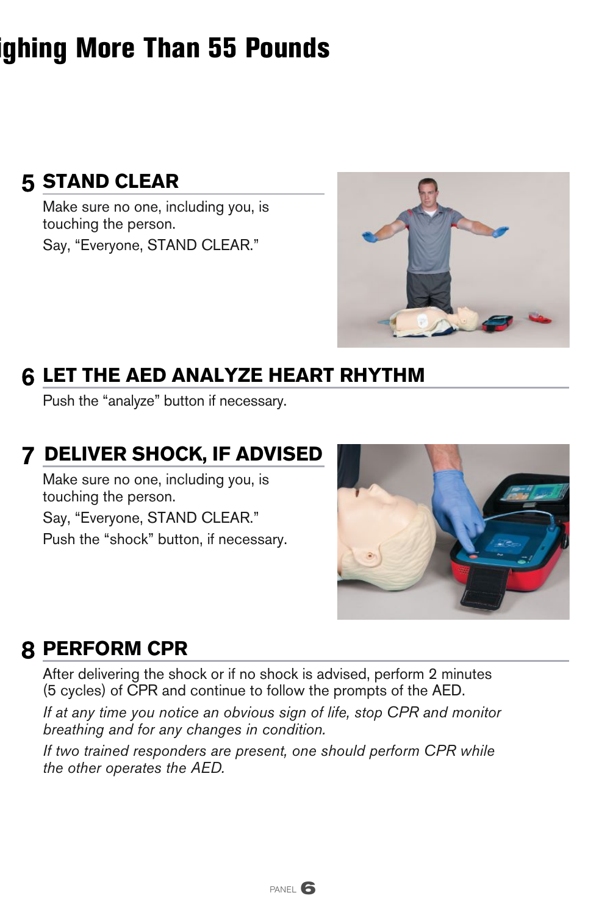# ighing More Than 55 Pounds

## 5 STAND CLEAR

Make sure no one, including you, is touching the person.

Say, “Everyone, STAND CLEAR.”

## 6 LET THE AED ANALYZE HEART RHYTHM

Push the “analyze” button if necessary.

## 7 DELIVER SHOCK, IF ADVISED

Make sure no one, including you, is touching the person.

Say, “Everyone, STAND CLEAR.”

Push the “shock” button, if necessary.

## 8 PERFORM CPR

After delivering the shock or if no shock is advised, perform 2 minutes (5 cycles) of CPR and continue to follow the prompts of the AED.

*If at any time you notice an obvious sign of life, stop CPR and monitor breathing and for any changes in condition.*

*If two trained responders are present, one should perform CPR while the other operates the AED.*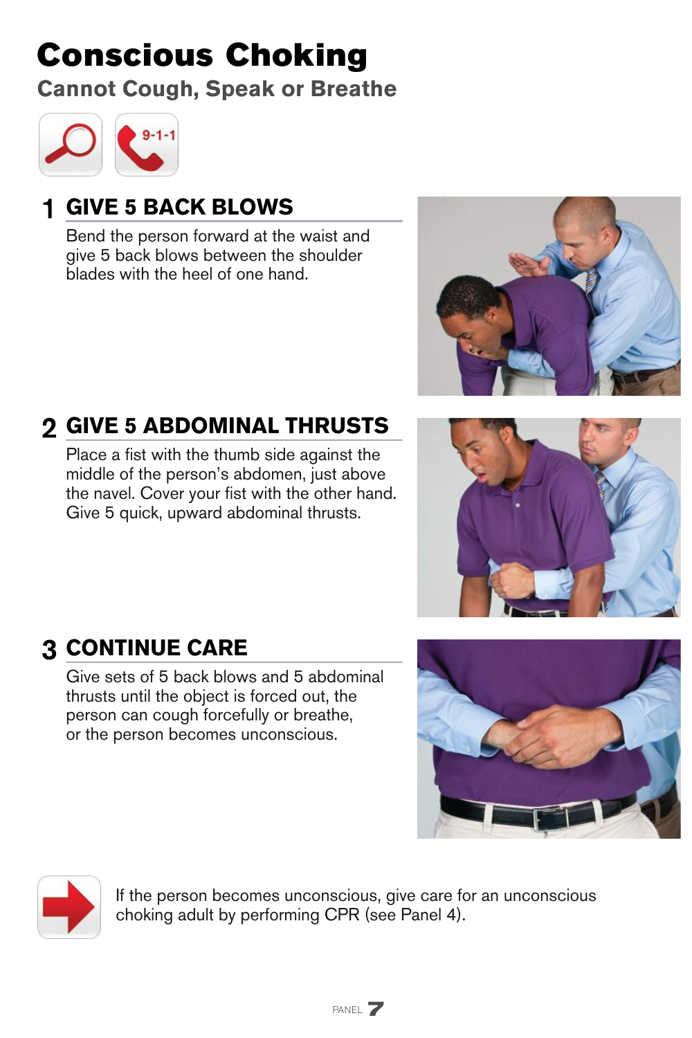# Conscious Choking

## Cannot Cough, Speak or Breathe

### 1 GIVE 5 BACK BLOWS

Bend the person forward at the waist and give 5 back blows between the shoulder blades with the heel of one hand.

### 2 GIVE 5 ABDOMINAL THRUSTS

Place a fist with the thumb side against the middle of the person's abdomen, just above the navel. Cover your fist with the other hand. Give 5 quick, upward abdominal thrusts.

### 3 CONTINUE CARE

Give sets of 5 back blows and 5 abdominal thrusts until the object is forced out, the person can cough forcefully or breathe, or the person becomes unconscious.

If the person becomes unconscious, give care for an unconscious choking adult by performing CPR (see Panel 4).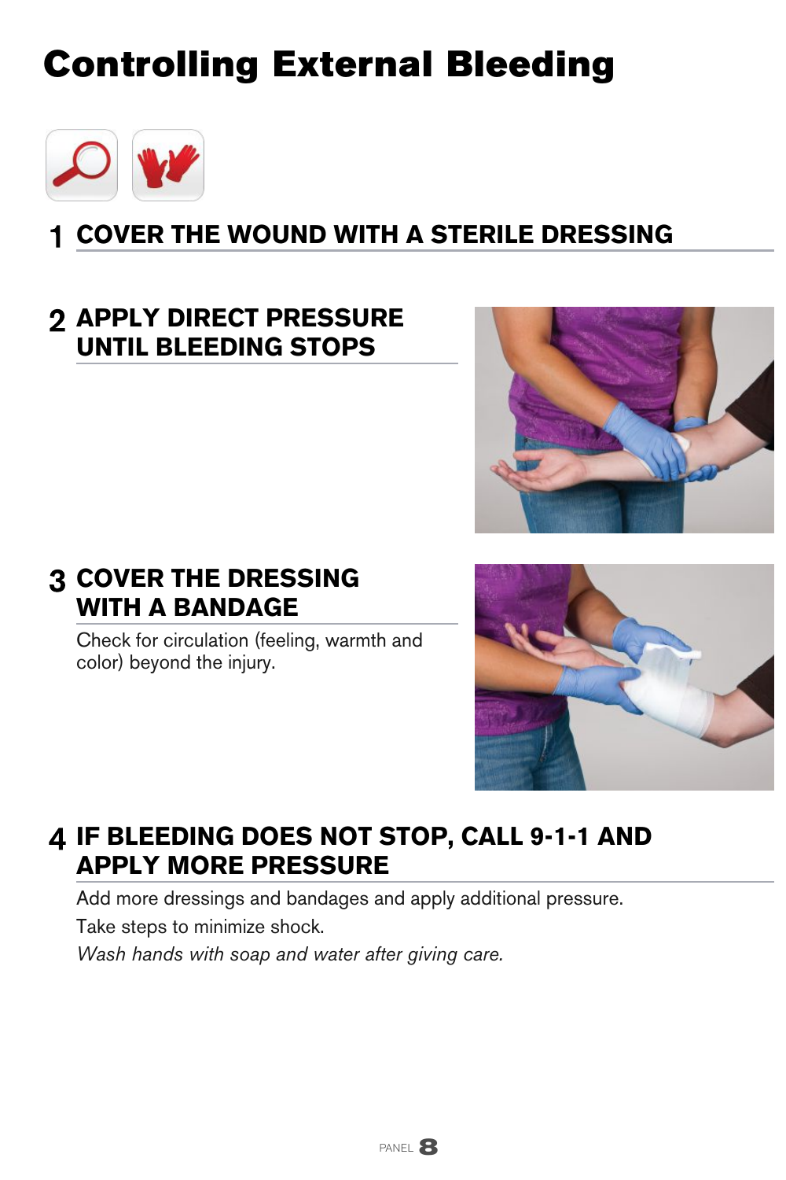# Controlling External Bleeding

## 1 COVER THE WOUND WITH A STERILE DRESSING

## 2 APPLY DIRECT PRESSURE UNTIL BLEEDING STOPS

## 3 COVER THE DRESSING WITH A BANDAGE

Check for circulation (feeling, warmth and color) beyond the injury.

## 4 IF BLEEDING DOES NOT STOP, CALL 9-1-1 AND APPLY MORE PRESSURE

Add more dressings and bandages and apply additional pressure.

Take steps to minimize shock.

*Wash hands with soap and water after giving care.*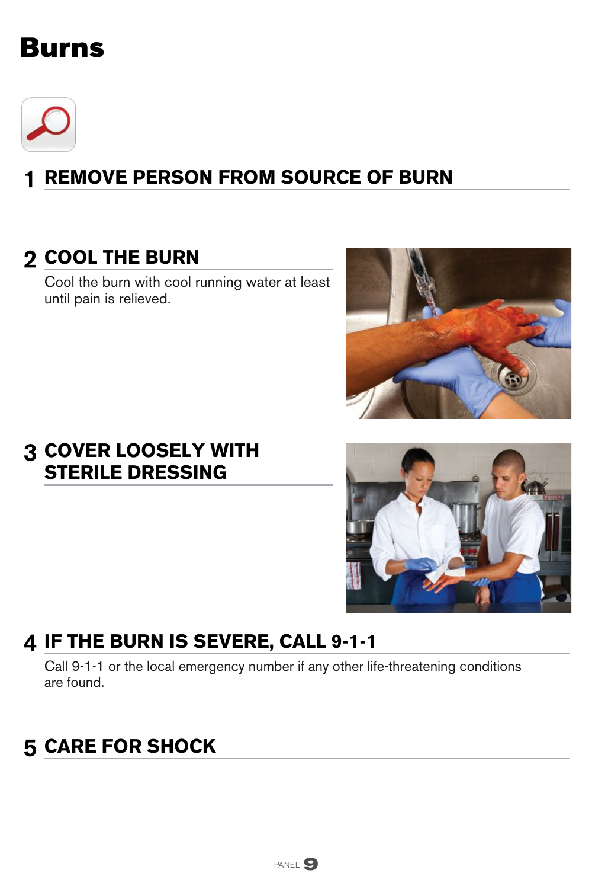# Burns

## 1 REMOVE PERSON FROM SOURCE OF BURN

## 2 COOL THE BURN

Cool the burn with cool running water at least until pain is relieved.

## 3 COVER LOOSELY WITH STERILE DRESSING

## 4 IF THE BURN IS SEVERE, CALL 9-1-1

Call 9-1-1 or the local emergency number if any other life-threatening conditions are found.

## 5 CARE FOR SHOCK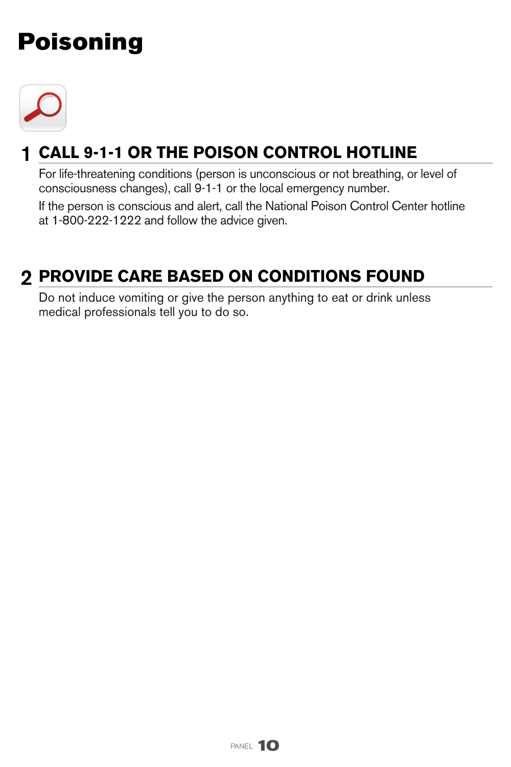# Poisoning

## 1 CALL 9-1-1 OR THE POISON CONTROL HOTLINE

For life-threatening conditions (person is unconscious or not breathing, or level of consciousness changes), call 9-1-1 or the local emergency number.

If the person is conscious and alert, call the National Poison Control Center hotline at 1-800-222-1222 and follow the advice given.

## 2 PROVIDE CARE BASED ON CONDITIONS FOUND

Do not induce vomiting or give the person anything to eat or drink unless medical professionals tell you to do so.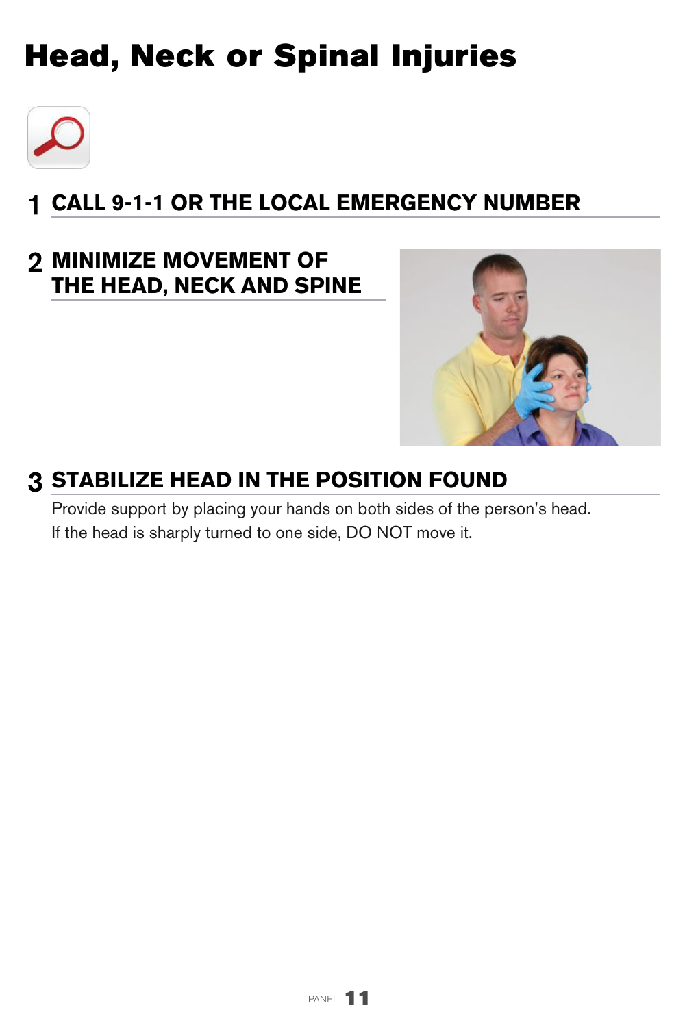# Head, Neck or Spinal Injuries

## 1 CALL 9-1-1 OR THE LOCAL EMERGENCY NUMBER

## 2 MINIMIZE MOVEMENT OF THE HEAD, NECK AND SPINE

## 3 STABILIZE HEAD IN THE POSITION FOUND

Provide support by placing your hands on both sides of the person's head. If the head is sharply turned to one side, DO NOT move it.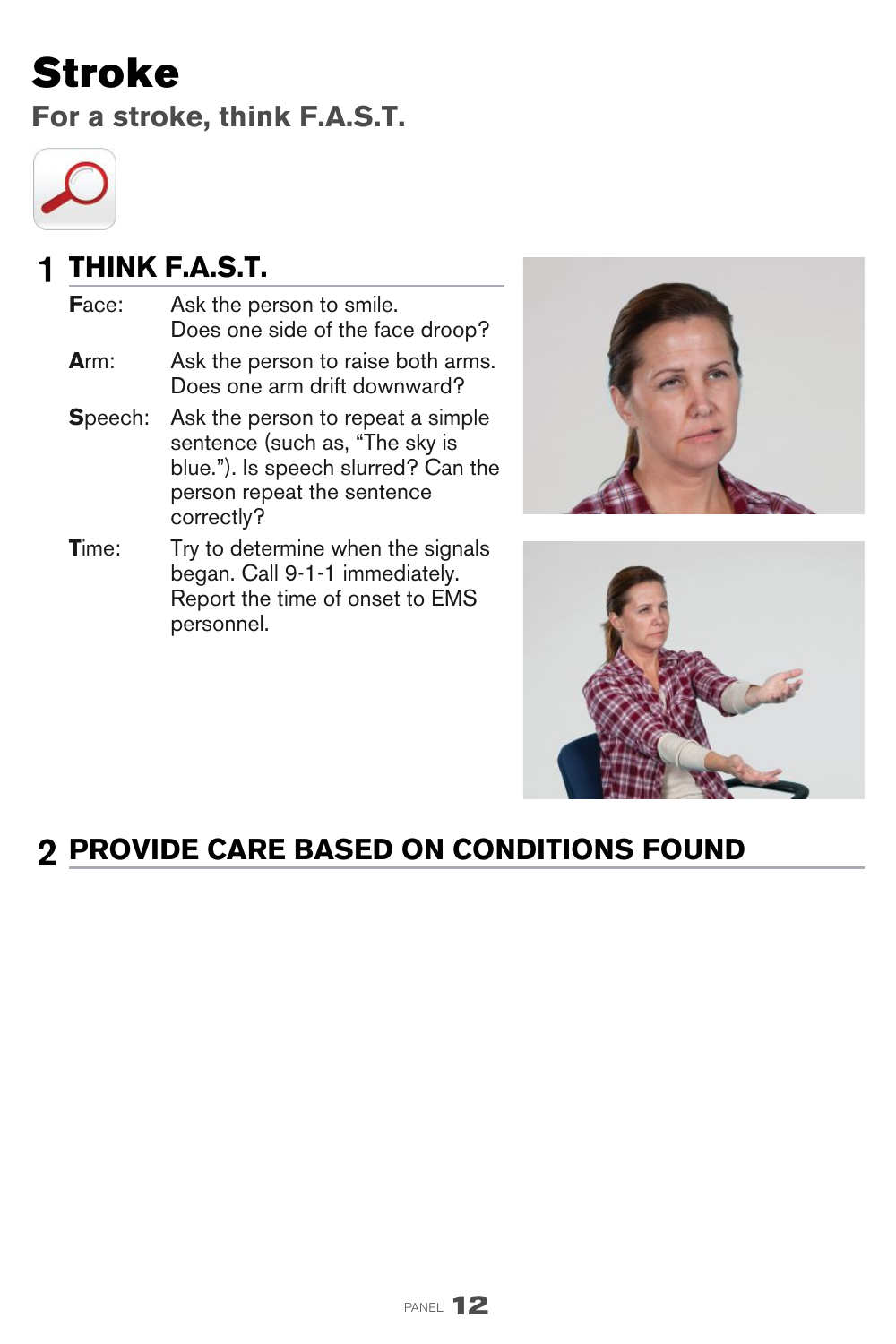# Stroke

## For a stroke, think F.A.S.T.

### 1 THINK F.A.S.T.

| | |
|---|---|
| **F**ace: | Ask the person to smile. Does one side of the face droop? |
| **A**rm: | Ask the person to raise both arms. Does one arm drift downward? |
| **S**peech: | Ask the person to repeat a simple sentence (such as, "The sky is blue."). Is speech slurred? Can the person repeat the sentence correctly? |
| **T**ime: | Try to determine when the signals began. Call 9-1-1 immediately. Report the time of onset to EMS personnel. |

### 2 PROVIDE CARE BASED ON CONDITIONS FOUND